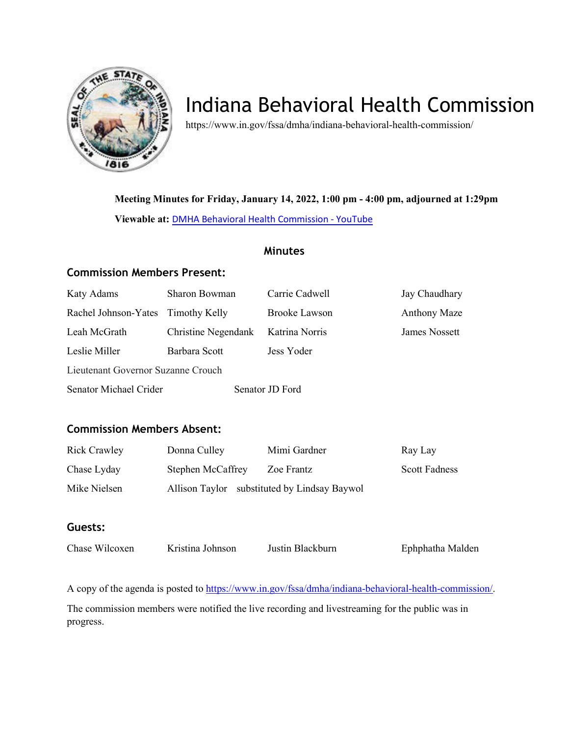# Indiana Behavioral Health Commission

https://www.in.gov/fssa/dmha/indiana-behavioral-health-commission/

**Meeting Minutes for Friday, January 14, 2022, 1:00 pm - 4:00 pm, adjourned at 1:29pm**

**Viewable at:** [DMHA Behavioral Health Commission - YouTube]

## Minutes

### Commission Members Present:

| | | | |
|---|---|---|---|
| Katy Adams | Sharon Bowman | Carrie Cadwell | Jay Chaudhary |
| Rachel Johnson-Yates | Timothy Kelly | Brooke Lawson | Anthony Maze |
| Leah McGrath | Christine Negendank | Katrina Norris | James Nossett |
| Leslie Miller | Barbara Scott | Jess Yoder | |

Lieutenant Governor Suzanne Crouch

Senator Michael Crider    Senator JD Ford

### Commission Members Absent:

| | | | |
|---|---|---|---|
| Rick Crawley | Donna Culley | Mimi Gardner | Ray Lay |
| Chase Lyday | Stephen McCaffrey | Zoe Frantz | Scott Fadness |
| Mike Nielsen | Allison Taylor substituted by Lindsay Baywol | | |

### Guests:

| | | | |
|---|---|---|---|
| Chase Wilcoxen | Kristina Johnson | Justin Blackburn | Ephphatha Malden |

A copy of the agenda is posted to https://www.in.gov/fssa/dmha/indiana-behavioral-health-commission/.

The commission members were notified the live recording and livestreaming for the public was in progress.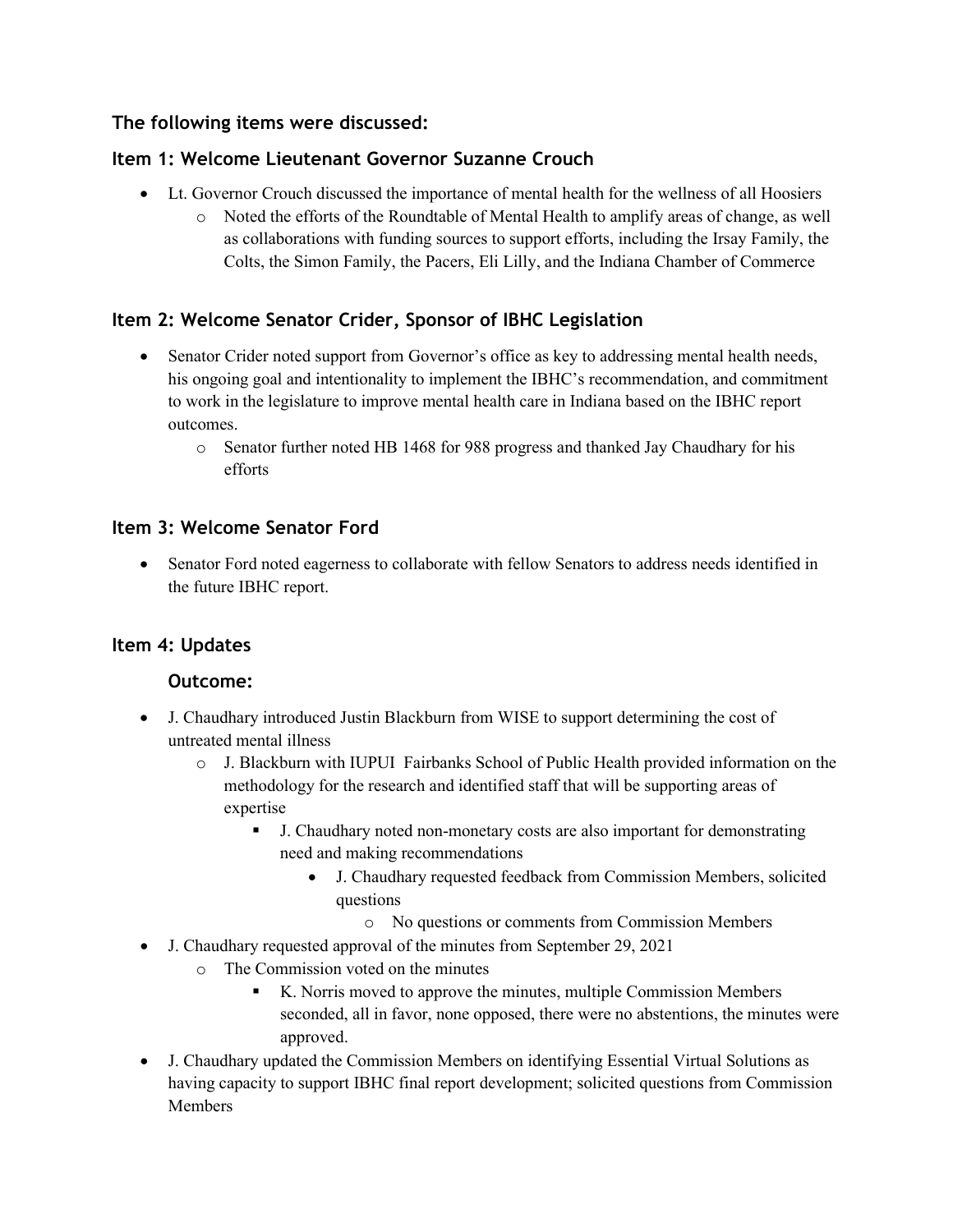### The following items were discussed:

### Item 1: Welcome Lieutenant Governor Suzanne Crouch

- Lt. Governor Crouch discussed the importance of mental health for the wellness of all Hoosiers
  - Noted the efforts of the Roundtable of Mental Health to amplify areas of change, as well as collaborations with funding sources to support efforts, including the Irsay Family, the Colts, the Simon Family, the Pacers, Eli Lilly, and the Indiana Chamber of Commerce

### Item 2: Welcome Senator Crider, Sponsor of IBHC Legislation

- Senator Crider noted support from Governor's office as key to addressing mental health needs, his ongoing goal and intentionality to implement the IBHC's recommendation, and commitment to work in the legislature to improve mental health care in Indiana based on the IBHC report outcomes.
  - Senator further noted HB 1468 for 988 progress and thanked Jay Chaudhary for his efforts

### Item 3: Welcome Senator Ford

- Senator Ford noted eagerness to collaborate with fellow Senators to address needs identified in the future IBHC report.

### Item 4: Updates

#### Outcome:

- J. Chaudhary introduced Justin Blackburn from WISE to support determining the cost of untreated mental illness
  - J. Blackburn with IUPUI Fairbanks School of Public Health provided information on the methodology for the research and identified staff that will be supporting areas of expertise
    - J. Chaudhary noted non-monetary costs are also important for demonstrating need and making recommendations
      - J. Chaudhary requested feedback from Commission Members, solicited questions
        - No questions or comments from Commission Members
- J. Chaudhary requested approval of the minutes from September 29, 2021
  - The Commission voted on the minutes
    - K. Norris moved to approve the minutes, multiple Commission Members seconded, all in favor, none opposed, there were no abstentions, the minutes were approved.
- J. Chaudhary updated the Commission Members on identifying Essential Virtual Solutions as having capacity to support IBHC final report development; solicited questions from Commission Members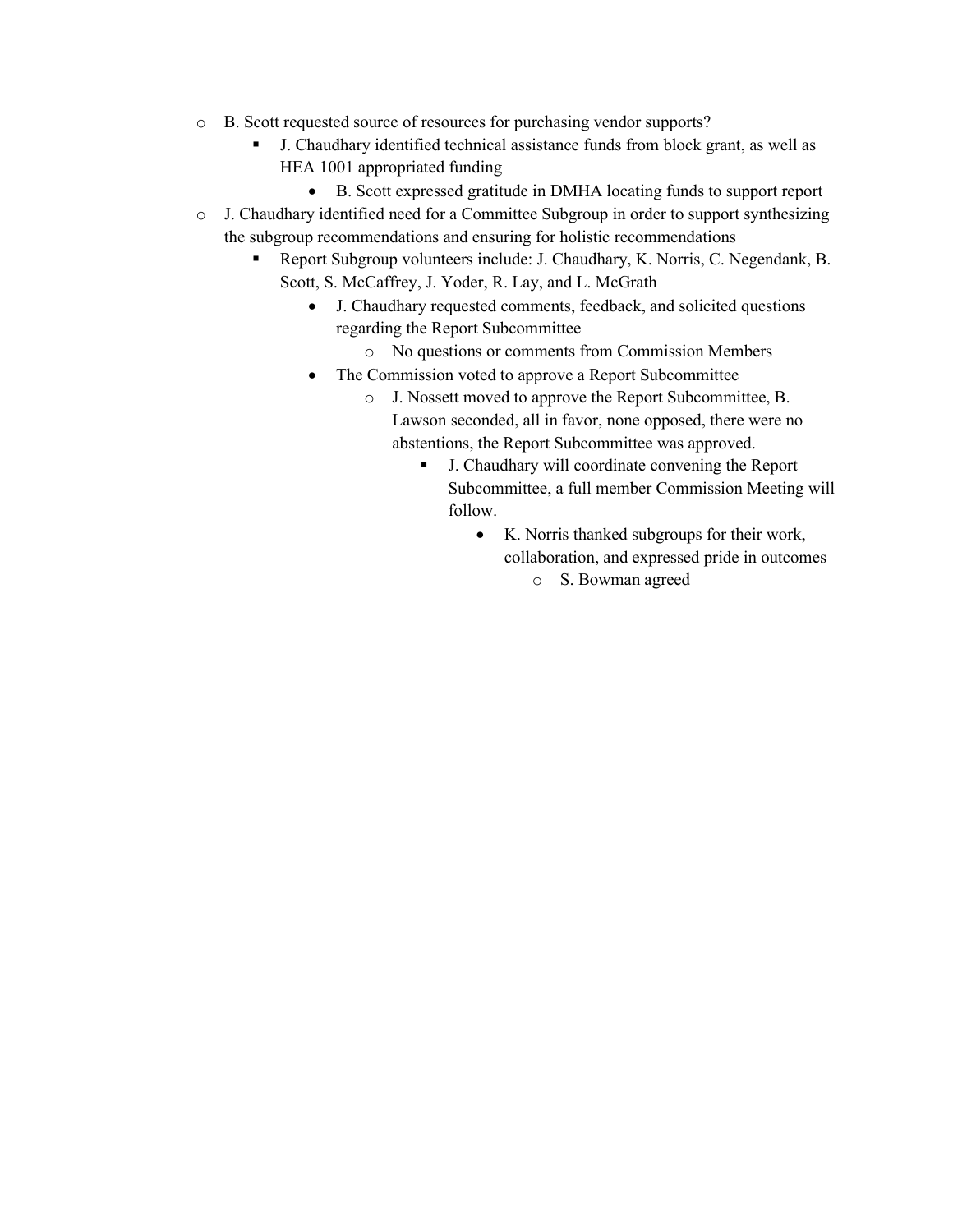- B. Scott requested source of resources for purchasing vendor supports?
  - J. Chaudhary identified technical assistance funds from block grant, as well as HEA 1001 appropriated funding
    - B. Scott expressed gratitude in DMHA locating funds to support report
- J. Chaudhary identified need for a Committee Subgroup in order to support synthesizing the subgroup recommendations and ensuring for holistic recommendations
  - Report Subgroup volunteers include: J. Chaudhary, K. Norris, C. Negendank, B. Scott, S. McCaffrey, J. Yoder, R. Lay, and L. McGrath
    - J. Chaudhary requested comments, feedback, and solicited questions regarding the Report Subcommittee
      - No questions or comments from Commission Members
    - The Commission voted to approve a Report Subcommittee
      - J. Nossett moved to approve the Report Subcommittee, B. Lawson seconded, all in favor, none opposed, there were no abstentions, the Report Subcommittee was approved.
        - J. Chaudhary will coordinate convening the Report Subcommittee, a full member Commission Meeting will follow.
          - K. Norris thanked subgroups for their work, collaboration, and expressed pride in outcomes
            - S. Bowman agreed